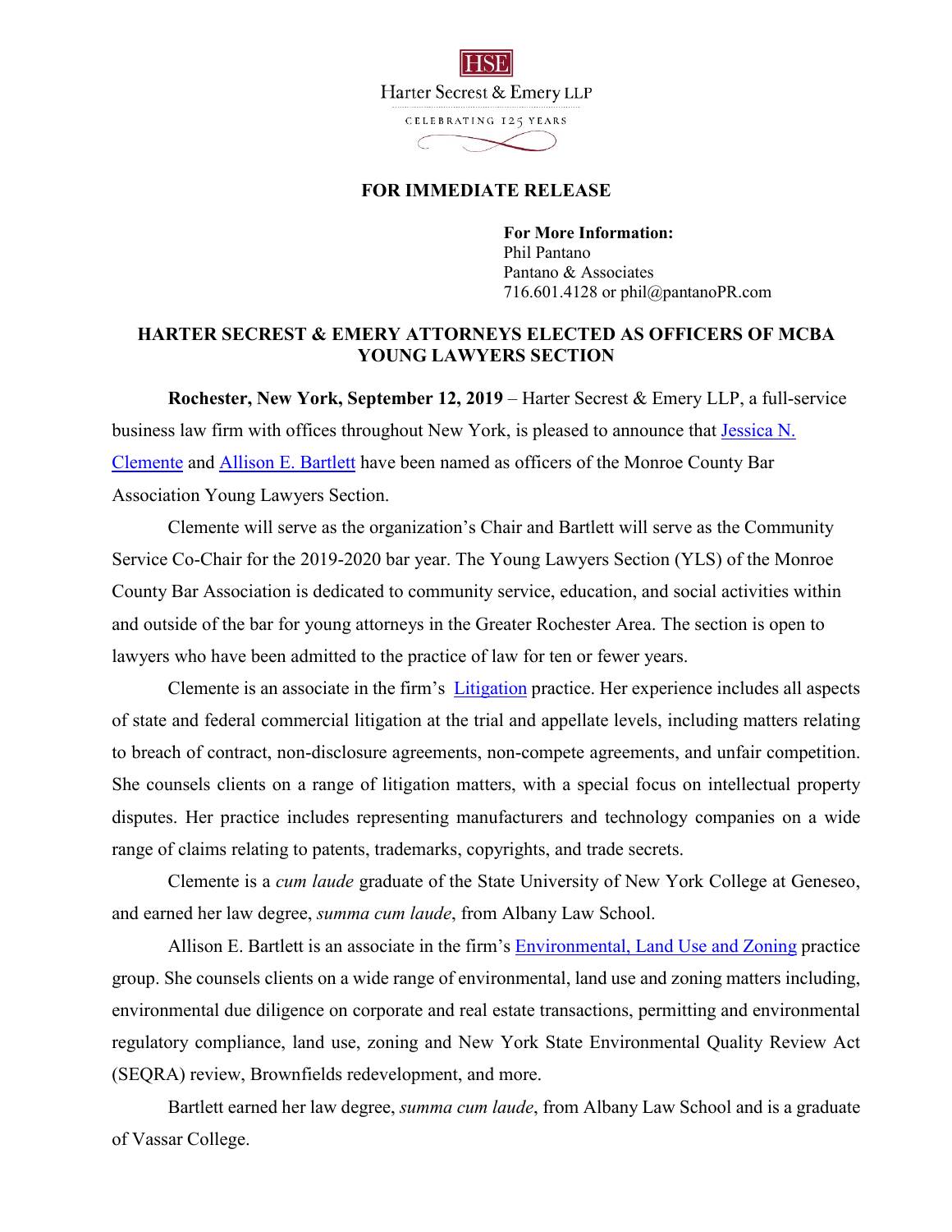HSE

Harter Secrest & Emery LLP

CELEBRATING 125 YEARS

**FOR IMMEDIATE RELEASE**

**For More Information:**
Phil Pantano
Pantano & Associates
716.601.4128 or phil@pantanoPR.com

## HARTER SECREST & EMERY ATTORNEYS ELECTED AS OFFICERS OF MCBA YOUNG LAWYERS SECTION

**Rochester, New York, September 12, 2019** – Harter Secrest & Emery LLP, a full-service business law firm with offices throughout New York, is pleased to announce that Jessica N. Clemente and Allison E. Bartlett have been named as officers of the Monroe County Bar Association Young Lawyers Section.

Clemente will serve as the organization's Chair and Bartlett will serve as the Community Service Co-Chair for the 2019-2020 bar year. The Young Lawyers Section (YLS) of the Monroe County Bar Association is dedicated to community service, education, and social activities within and outside of the bar for young attorneys in the Greater Rochester Area. The section is open to lawyers who have been admitted to the practice of law for ten or fewer years.

Clemente is an associate in the firm's Litigation practice. Her experience includes all aspects of state and federal commercial litigation at the trial and appellate levels, including matters relating to breach of contract, non-disclosure agreements, non-compete agreements, and unfair competition. She counsels clients on a range of litigation matters, with a special focus on intellectual property disputes. Her practice includes representing manufacturers and technology companies on a wide range of claims relating to patents, trademarks, copyrights, and trade secrets.

Clemente is a *cum laude* graduate of the State University of New York College at Geneseo, and earned her law degree, *summa cum laude*, from Albany Law School.

Allison E. Bartlett is an associate in the firm's Environmental, Land Use and Zoning practice group. She counsels clients on a wide range of environmental, land use and zoning matters including, environmental due diligence on corporate and real estate transactions, permitting and environmental regulatory compliance, land use, zoning and New York State Environmental Quality Review Act (SEQRA) review, Brownfields redevelopment, and more.

Bartlett earned her law degree, *summa cum laude*, from Albany Law School and is a graduate of Vassar College.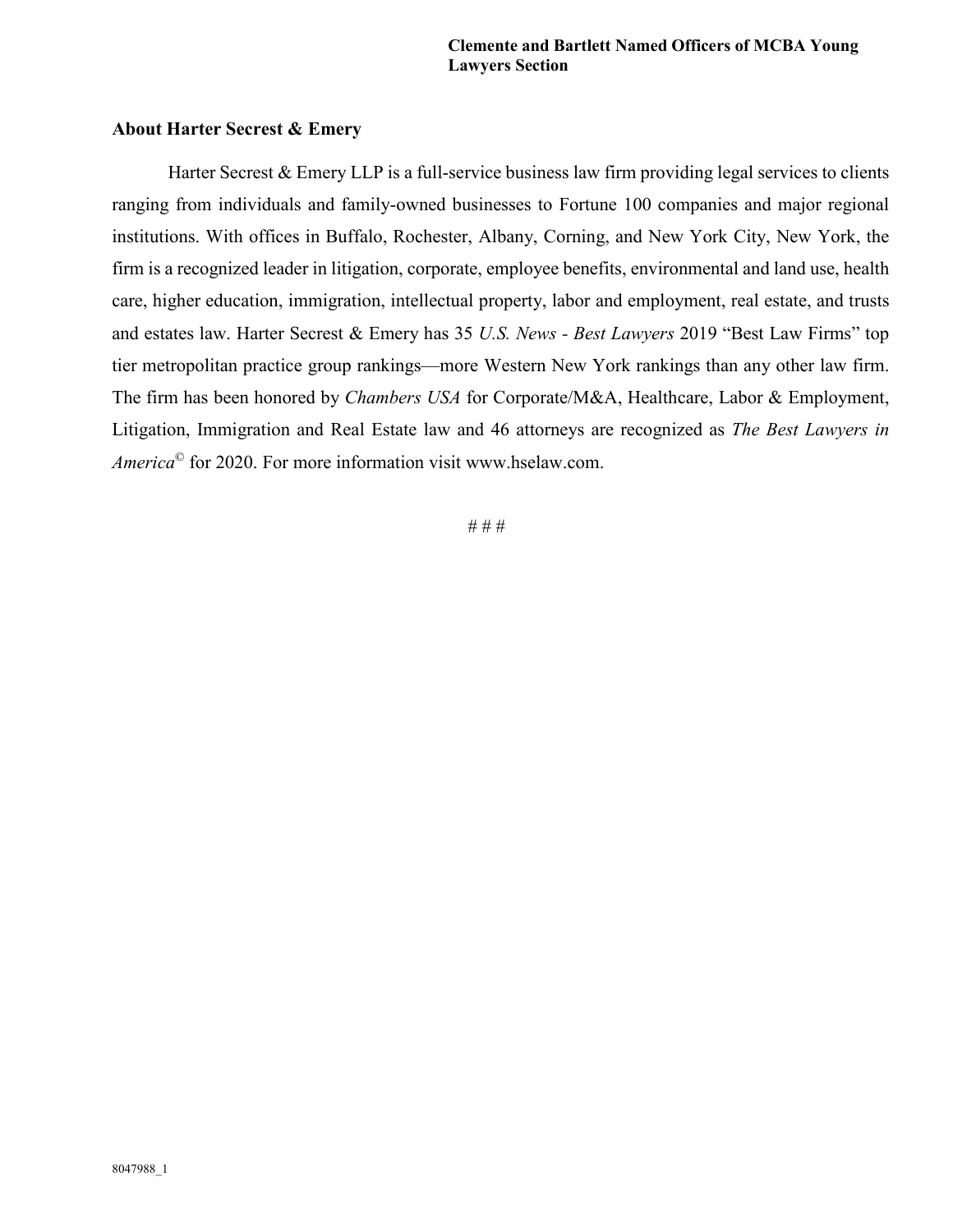## About Harter Secrest & Emery

Harter Secrest & Emery LLP is a full-service business law firm providing legal services to clients ranging from individuals and family-owned businesses to Fortune 100 companies and major regional institutions. With offices in Buffalo, Rochester, Albany, Corning, and New York City, New York, the firm is a recognized leader in litigation, corporate, employee benefits, environmental and land use, health care, higher education, immigration, intellectual property, labor and employment, real estate, and trusts and estates law. Harter Secrest & Emery has 35 *U.S. News - Best Lawyers* 2019 "Best Law Firms" top tier metropolitan practice group rankings—more Western New York rankings than any other law firm. The firm has been honored by *Chambers USA* for Corporate/M&A, Healthcare, Labor & Employment, Litigation, Immigration and Real Estate law and 46 attorneys are recognized as *The Best Lawyers in America*© for 2020. For more information visit www.hselaw.com.

# # #

8047988_1